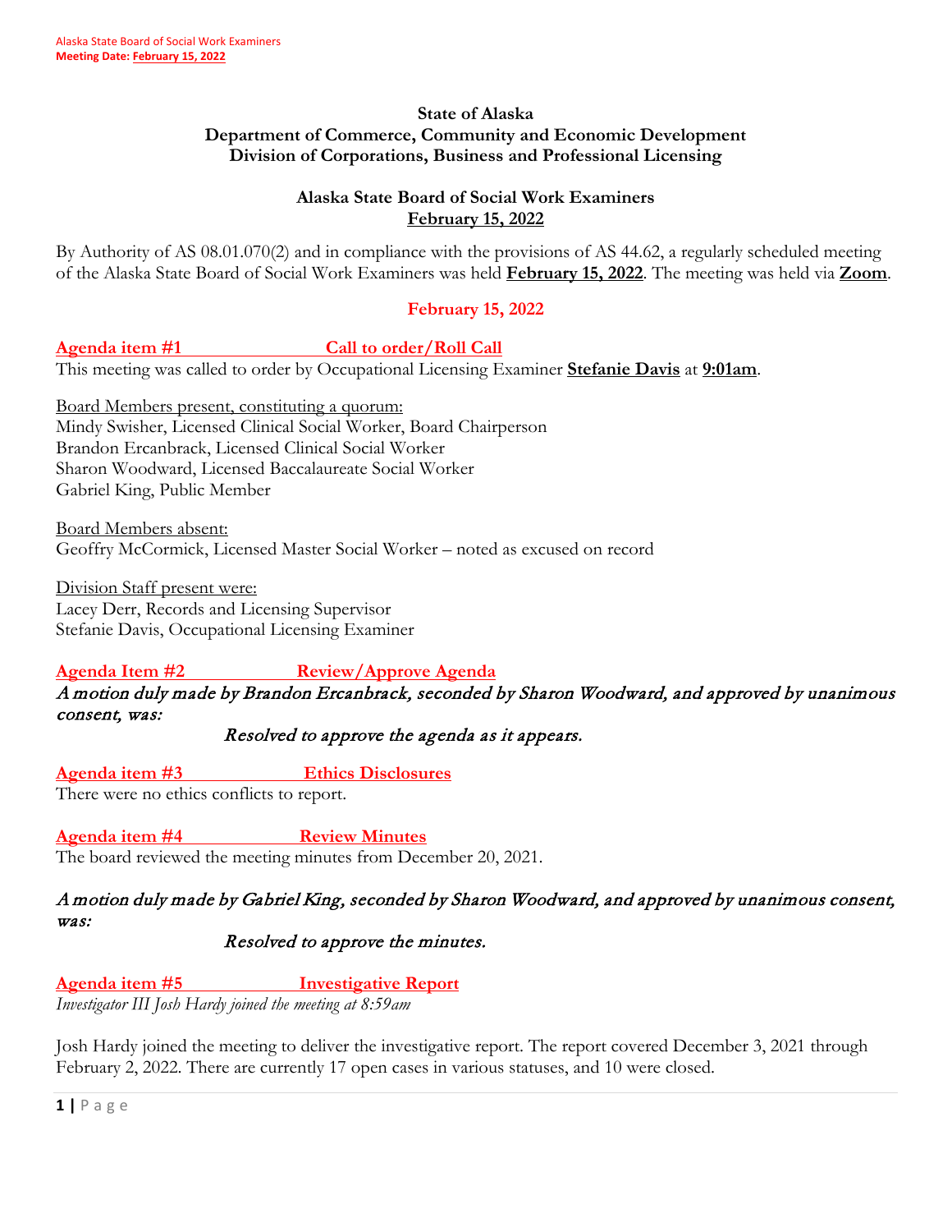**State of Alaska**
**Department of Commerce, Community and Economic Development**
**Division of Corporations, Business and Professional Licensing**

**Alaska State Board of Social Work Examiners**
**February 15, 2022**

By Authority of AS 08.01.070(2) and in compliance with the provisions of AS 44.62, a regularly scheduled meeting of the Alaska State Board of Social Work Examiners was held **February 15, 2022**. The meeting was held via **Zoom**.

## February 15, 2022

### Agenda item #1 Call to order/Roll Call

This meeting was called to order by Occupational Licensing Examiner **Stefanie Davis** at **9:01am**.

Board Members present, constituting a quorum:
Mindy Swisher, Licensed Clinical Social Worker, Board Chairperson
Brandon Ercanbrack, Licensed Clinical Social Worker
Sharon Woodward, Licensed Baccalaureate Social Worker
Gabriel King, Public Member

Board Members absent:
Geoffry McCormick, Licensed Master Social Worker – noted as excused on record

Division Staff present were:
Lacey Derr, Records and Licensing Supervisor
Stefanie Davis, Occupational Licensing Examiner

### Agenda Item #2 Review/Approve Agenda

*A motion duly made by Brandon Ercanbrack, seconded by Sharon Woodward, and approved by unanimous consent, was:*

*Resolved to approve the agenda as it appears.*

### Agenda item #3 Ethics Disclosures

There were no ethics conflicts to report.

### Agenda item #4 Review Minutes

The board reviewed the meeting minutes from December 20, 2021.

*A motion duly made by Gabriel King, seconded by Sharon Woodward, and approved by unanimous consent, was:*

*Resolved to approve the minutes.*

### Agenda item #5 Investigative Report

*Investigator III Josh Hardy joined the meeting at 8:59am*

Josh Hardy joined the meeting to deliver the investigative report. The report covered December 3, 2021 through February 2, 2022. There are currently 17 open cases in various statuses, and 10 were closed.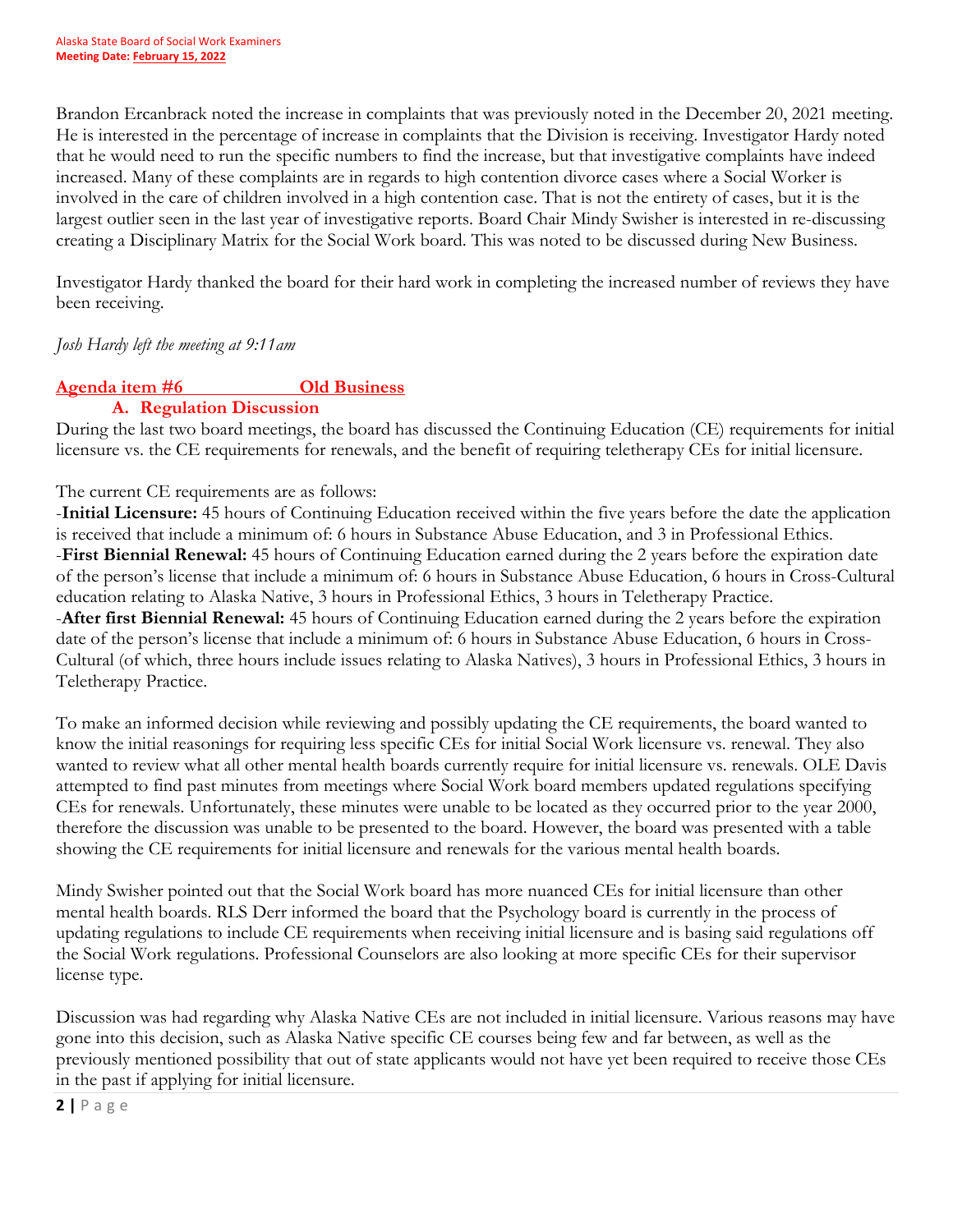Brandon Ercanbrack noted the increase in complaints that was previously noted in the December 20, 2021 meeting. He is interested in the percentage of increase in complaints that the Division is receiving. Investigator Hardy noted that he would need to run the specific numbers to find the increase, but that investigative complaints have indeed increased. Many of these complaints are in regards to high contention divorce cases where a Social Worker is involved in the care of children involved in a high contention case. That is not the entirety of cases, but it is the largest outlier seen in the last year of investigative reports. Board Chair Mindy Swisher is interested in re-discussing creating a Disciplinary Matrix for the Social Work board. This was noted to be discussed during New Business.

Investigator Hardy thanked the board for their hard work in completing the increased number of reviews they have been receiving.

*Josh Hardy left the meeting at 9:11am*

## Agenda item #6 Old Business

### A. Regulation Discussion

During the last two board meetings, the board has discussed the Continuing Education (CE) requirements for initial licensure vs. the CE requirements for renewals, and the benefit of requiring teletherapy CEs for initial licensure.

The current CE requirements are as follows:
-**Initial Licensure:** 45 hours of Continuing Education received within the five years before the date the application is received that include a minimum of: 6 hours in Substance Abuse Education, and 3 in Professional Ethics.
-**First Biennial Renewal:** 45 hours of Continuing Education earned during the 2 years before the expiration date of the person's license that include a minimum of: 6 hours in Substance Abuse Education, 6 hours in Cross-Cultural education relating to Alaska Native, 3 hours in Professional Ethics, 3 hours in Teletherapy Practice.
-**After first Biennial Renewal:** 45 hours of Continuing Education earned during the 2 years before the expiration date of the person's license that include a minimum of: 6 hours in Substance Abuse Education, 6 hours in Cross-Cultural (of which, three hours include issues relating to Alaska Natives), 3 hours in Professional Ethics, 3 hours in Teletherapy Practice.

To make an informed decision while reviewing and possibly updating the CE requirements, the board wanted to know the initial reasonings for requiring less specific CEs for initial Social Work licensure vs. renewal. They also wanted to review what all other mental health boards currently require for initial licensure vs. renewals. OLE Davis attempted to find past minutes from meetings where Social Work board members updated regulations specifying CEs for renewals. Unfortunately, these minutes were unable to be located as they occurred prior to the year 2000, therefore the discussion was unable to be presented to the board. However, the board was presented with a table showing the CE requirements for initial licensure and renewals for the various mental health boards.

Mindy Swisher pointed out that the Social Work board has more nuanced CEs for initial licensure than other mental health boards. RLS Derr informed the board that the Psychology board is currently in the process of updating regulations to include CE requirements when receiving initial licensure and is basing said regulations off the Social Work regulations. Professional Counselors are also looking at more specific CEs for their supervisor license type.

Discussion was had regarding why Alaska Native CEs are not included in initial licensure. Various reasons may have gone into this decision, such as Alaska Native specific CE courses being few and far between, as well as the previously mentioned possibility that out of state applicants would not have yet been required to receive those CEs in the past if applying for initial licensure.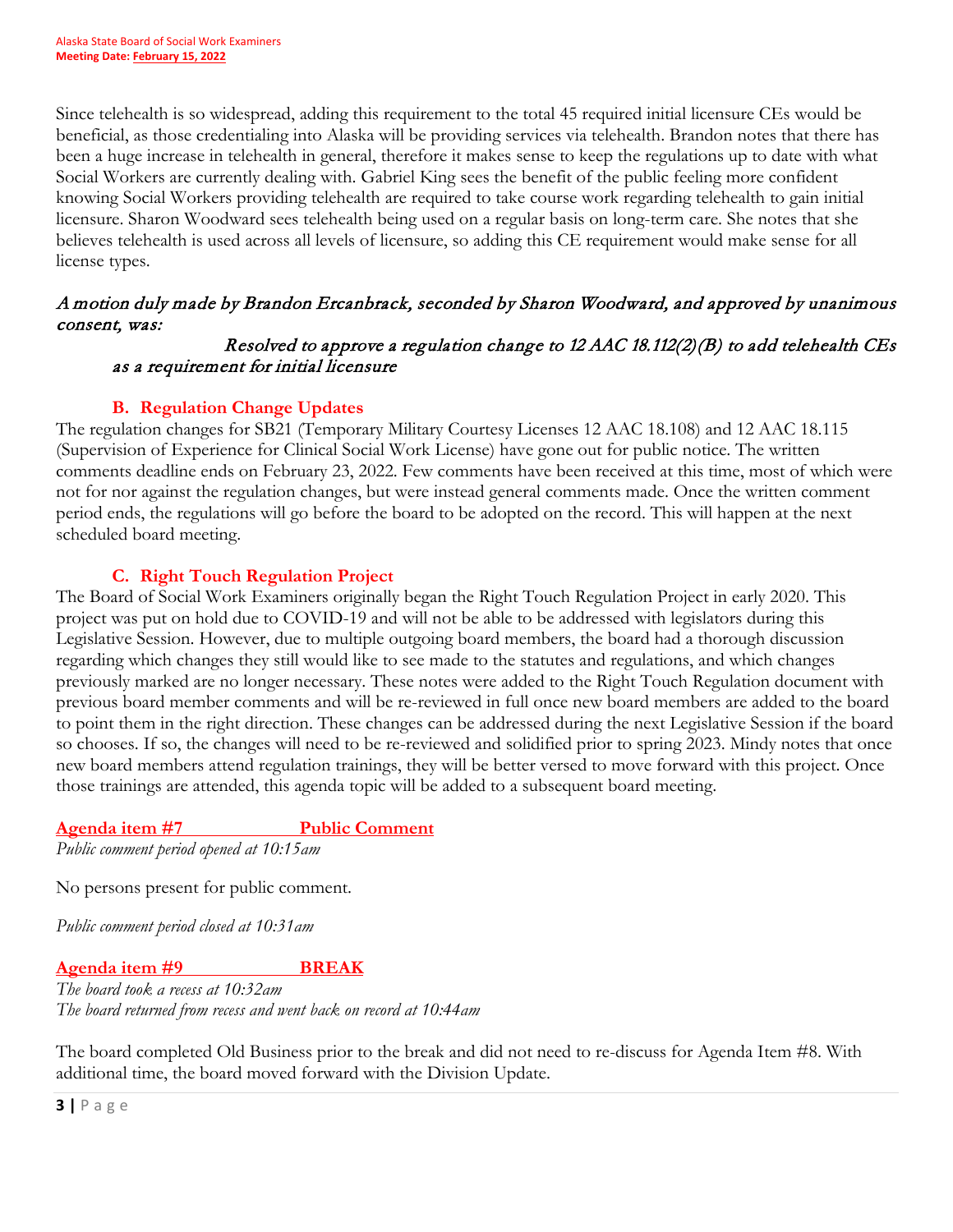Since telehealth is so widespread, adding this requirement to the total 45 required initial licensure CEs would be beneficial, as those credentialing into Alaska will be providing services via telehealth. Brandon notes that there has been a huge increase in telehealth in general, therefore it makes sense to keep the regulations up to date with what Social Workers are currently dealing with. Gabriel King sees the benefit of the public feeling more confident knowing Social Workers providing telehealth are required to take course work regarding telehealth to gain initial licensure. Sharon Woodward sees telehealth being used on a regular basis on long-term care. She notes that she believes telehealth is used across all levels of licensure, so adding this CE requirement would make sense for all license types.

*A motion duly made by Brandon Ercanbrack, seconded by Sharon Woodward, and approved by unanimous consent, was:*

*Resolved to approve a regulation change to 12 AAC 18.112(2)(B) to add telehealth CEs as a requirement for initial licensure*

### B. Regulation Change Updates

The regulation changes for SB21 (Temporary Military Courtesy Licenses 12 AAC 18.108) and 12 AAC 18.115 (Supervision of Experience for Clinical Social Work License) have gone out for public notice. The written comments deadline ends on February 23, 2022. Few comments have been received at this time, most of which were not for nor against the regulation changes, but were instead general comments made. Once the written comment period ends, the regulations will go before the board to be adopted on the record. This will happen at the next scheduled board meeting.

### C. Right Touch Regulation Project

The Board of Social Work Examiners originally began the Right Touch Regulation Project in early 2020. This project was put on hold due to COVID-19 and will not be able to be addressed with legislators during this Legislative Session. However, due to multiple outgoing board members, the board had a thorough discussion regarding which changes they still would like to see made to the statutes and regulations, and which changes previously marked are no longer necessary. These notes were added to the Right Touch Regulation document with previous board member comments and will be re-reviewed in full once new board members are added to the board to point them in the right direction. These changes can be addressed during the next Legislative Session if the board so chooses. If so, the changes will need to be re-reviewed and solidified prior to spring 2023. Mindy notes that once new board members attend regulation trainings, they will be better versed to move forward with this project. Once those trainings are attended, this agenda topic will be added to a subsequent board meeting.

## Agenda item #7 Public Comment

*Public comment period opened at 10:15am*

No persons present for public comment.

*Public comment period closed at 10:31am*

## Agenda item #9 BREAK

*The board took a recess at 10:32am*
*The board returned from recess and went back on record at 10:44am*

The board completed Old Business prior to the break and did not need to re-discuss for Agenda Item #8. With additional time, the board moved forward with the Division Update.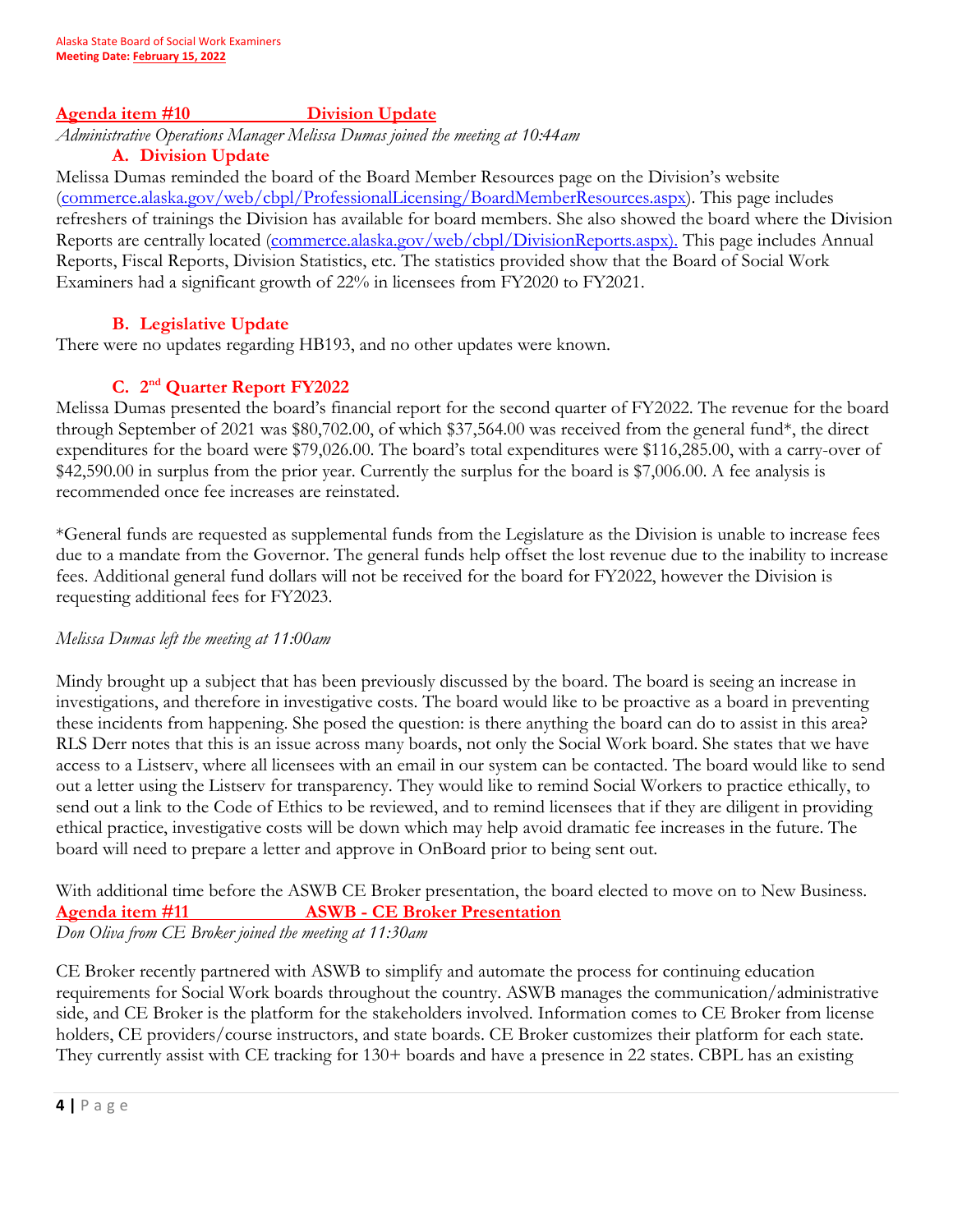## Agenda item #10 Division Update

*Administrative Operations Manager Melissa Dumas joined the meeting at 10:44am*

### A. Division Update

Melissa Dumas reminded the board of the Board Member Resources page on the Division's website (commerce.alaska.gov/web/cbpl/ProfessionalLicensing/BoardMemberResources.aspx). This page includes refreshers of trainings the Division has available for board members. She also showed the board where the Division Reports are centrally located (commerce.alaska.gov/web/cbpl/DivisionReports.aspx). This page includes Annual Reports, Fiscal Reports, Division Statistics, etc. The statistics provided show that the Board of Social Work Examiners had a significant growth of 22% in licensees from FY2020 to FY2021.

### B. Legislative Update

There were no updates regarding HB193, and no other updates were known.

### C. 2nd Quarter Report FY2022

Melissa Dumas presented the board's financial report for the second quarter of FY2022. The revenue for the board through September of 2021 was $80,702.00, of which $37,564.00 was received from the general fund*, the direct expenditures for the board were $79,026.00. The board's total expenditures were $116,285.00, with a carry-over of $42,590.00 in surplus from the prior year. Currently the surplus for the board is $7,006.00. A fee analysis is recommended once fee increases are reinstated.

*General funds are requested as supplemental funds from the Legislature as the Division is unable to increase fees due to a mandate from the Governor. The general funds help offset the lost revenue due to the inability to increase fees. Additional general fund dollars will not be received for the board for FY2022, however the Division is requesting additional fees for FY2023.

*Melissa Dumas left the meeting at 11:00am*

Mindy brought up a subject that has been previously discussed by the board. The board is seeing an increase in investigations, and therefore in investigative costs. The board would like to be proactive as a board in preventing these incidents from happening. She posed the question: is there anything the board can do to assist in this area? RLS Derr notes that this is an issue across many boards, not only the Social Work board. She states that we have access to a Listserv, where all licensees with an email in our system can be contacted. The board would like to send out a letter using the Listserv for transparency. They would like to remind Social Workers to practice ethically, to send out a link to the Code of Ethics to be reviewed, and to remind licensees that if they are diligent in providing ethical practice, investigative costs will be down which may help avoid dramatic fee increases in the future. The board will need to prepare a letter and approve in OnBoard prior to being sent out.

With additional time before the ASWB CE Broker presentation, the board elected to move on to New Business.

## Agenda item #11 ASWB - CE Broker Presentation

*Don Oliva from CE Broker joined the meeting at 11:30am*

CE Broker recently partnered with ASWB to simplify and automate the process for continuing education requirements for Social Work boards throughout the country. ASWB manages the communication/administrative side, and CE Broker is the platform for the stakeholders involved. Information comes to CE Broker from license holders, CE providers/course instructors, and state boards. CE Broker customizes their platform for each state. They currently assist with CE tracking for 130+ boards and have a presence in 22 states. CBPL has an existing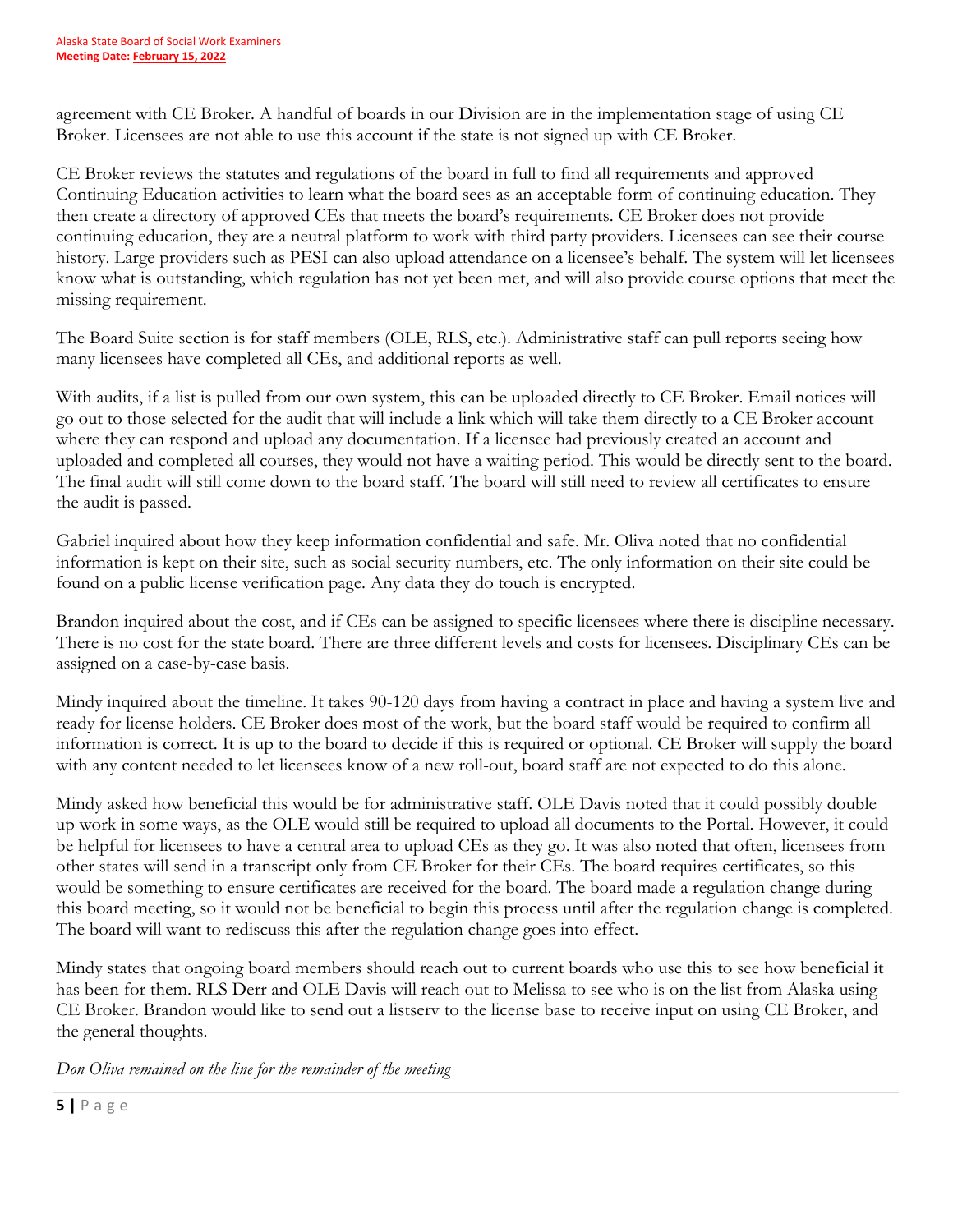agreement with CE Broker. A handful of boards in our Division are in the implementation stage of using CE Broker. Licensees are not able to use this account if the state is not signed up with CE Broker.

CE Broker reviews the statutes and regulations of the board in full to find all requirements and approved Continuing Education activities to learn what the board sees as an acceptable form of continuing education. They then create a directory of approved CEs that meets the board's requirements. CE Broker does not provide continuing education, they are a neutral platform to work with third party providers. Licensees can see their course history. Large providers such as PESI can also upload attendance on a licensee's behalf. The system will let licensees know what is outstanding, which regulation has not yet been met, and will also provide course options that meet the missing requirement.

The Board Suite section is for staff members (OLE, RLS, etc.). Administrative staff can pull reports seeing how many licensees have completed all CEs, and additional reports as well.

With audits, if a list is pulled from our own system, this can be uploaded directly to CE Broker. Email notices will go out to those selected for the audit that will include a link which will take them directly to a CE Broker account where they can respond and upload any documentation. If a licensee had previously created an account and uploaded and completed all courses, they would not have a waiting period. This would be directly sent to the board. The final audit will still come down to the board staff. The board will still need to review all certificates to ensure the audit is passed.

Gabriel inquired about how they keep information confidential and safe. Mr. Oliva noted that no confidential information is kept on their site, such as social security numbers, etc. The only information on their site could be found on a public license verification page. Any data they do touch is encrypted.

Brandon inquired about the cost, and if CEs can be assigned to specific licensees where there is discipline necessary. There is no cost for the state board. There are three different levels and costs for licensees. Disciplinary CEs can be assigned on a case-by-case basis.

Mindy inquired about the timeline. It takes 90-120 days from having a contract in place and having a system live and ready for license holders. CE Broker does most of the work, but the board staff would be required to confirm all information is correct. It is up to the board to decide if this is required or optional. CE Broker will supply the board with any content needed to let licensees know of a new roll-out, board staff are not expected to do this alone.

Mindy asked how beneficial this would be for administrative staff. OLE Davis noted that it could possibly double up work in some ways, as the OLE would still be required to upload all documents to the Portal. However, it could be helpful for licensees to have a central area to upload CEs as they go. It was also noted that often, licensees from other states will send in a transcript only from CE Broker for their CEs. The board requires certificates, so this would be something to ensure certificates are received for the board. The board made a regulation change during this board meeting, so it would not be beneficial to begin this process until after the regulation change is completed. The board will want to rediscuss this after the regulation change goes into effect.

Mindy states that ongoing board members should reach out to current boards who use this to see how beneficial it has been for them. RLS Derr and OLE Davis will reach out to Melissa to see who is on the list from Alaska using CE Broker. Brandon would like to send out a listserv to the license base to receive input on using CE Broker, and the general thoughts.

*Don Oliva remained on the line for the remainder of the meeting*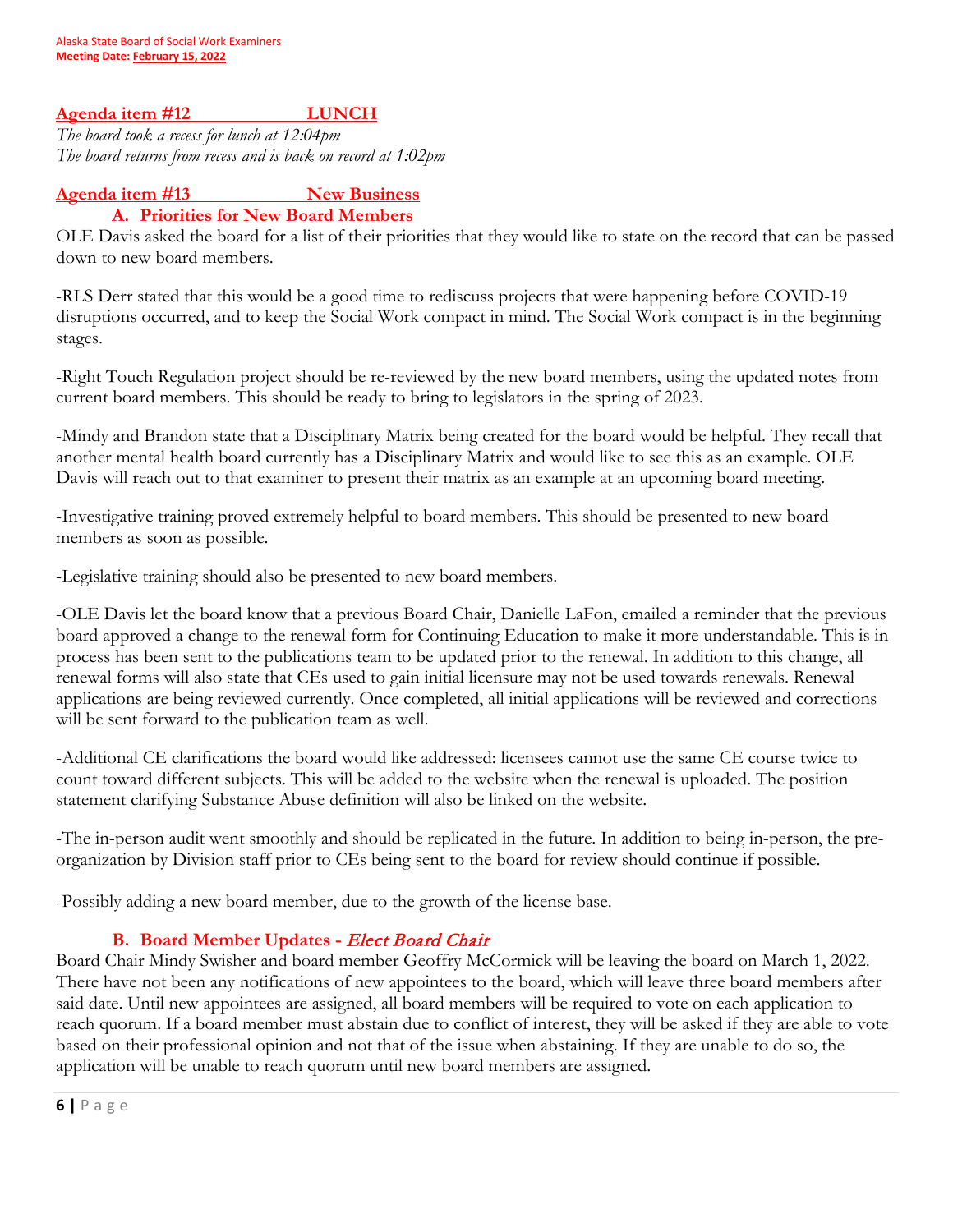## Agenda item #12 LUNCH

*The board took a recess for lunch at 12:04pm*
*The board returns from recess and is back on record at 1:02pm*

## Agenda item #13 New Business

### A. Priorities for New Board Members

OLE Davis asked the board for a list of their priorities that they would like to state on the record that can be passed down to new board members.

-RLS Derr stated that this would be a good time to rediscuss projects that were happening before COVID-19 disruptions occurred, and to keep the Social Work compact in mind. The Social Work compact is in the beginning stages.

-Right Touch Regulation project should be re-reviewed by the new board members, using the updated notes from current board members. This should be ready to bring to legislators in the spring of 2023.

-Mindy and Brandon state that a Disciplinary Matrix being created for the board would be helpful. They recall that another mental health board currently has a Disciplinary Matrix and would like to see this as an example. OLE Davis will reach out to that examiner to present their matrix as an example at an upcoming board meeting.

-Investigative training proved extremely helpful to board members. This should be presented to new board members as soon as possible.

-Legislative training should also be presented to new board members.

-OLE Davis let the board know that a previous Board Chair, Danielle LaFon, emailed a reminder that the previous board approved a change to the renewal form for Continuing Education to make it more understandable. This is in process has been sent to the publications team to be updated prior to the renewal. In addition to this change, all renewal forms will also state that CEs used to gain initial licensure may not be used towards renewals. Renewal applications are being reviewed currently. Once completed, all initial applications will be reviewed and corrections will be sent forward to the publication team as well.

-Additional CE clarifications the board would like addressed: licensees cannot use the same CE course twice to count toward different subjects. This will be added to the website when the renewal is uploaded. The position statement clarifying Substance Abuse definition will also be linked on the website.

-The in-person audit went smoothly and should be replicated in the future. In addition to being in-person, the pre-organization by Division staff prior to CEs being sent to the board for review should continue if possible.

-Possibly adding a new board member, due to the growth of the license base.

### B. Board Member Updates - *Elect Board Chair*

Board Chair Mindy Swisher and board member Geoffry McCormick will be leaving the board on March 1, 2022. There have not been any notifications of new appointees to the board, which will leave three board members after said date. Until new appointees are assigned, all board members will be required to vote on each application to reach quorum. If a board member must abstain due to conflict of interest, they will be asked if they are able to vote based on their professional opinion and not that of the issue when abstaining. If they are unable to do so, the application will be unable to reach quorum until new board members are assigned.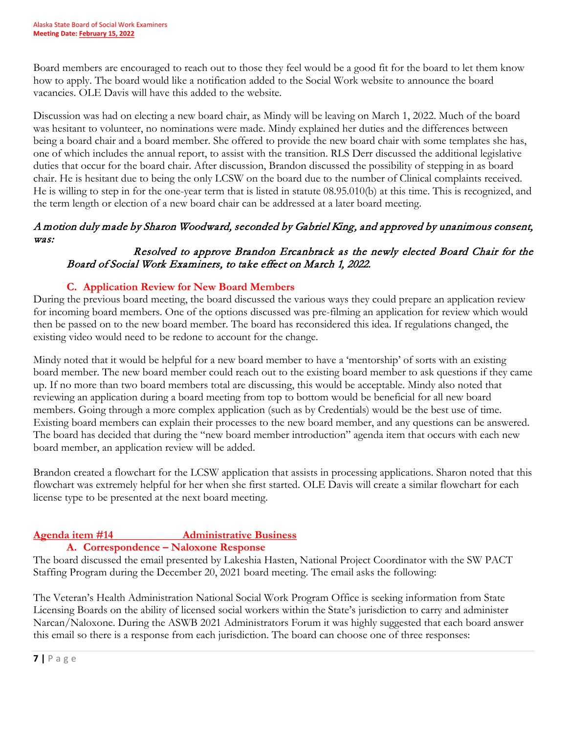Board members are encouraged to reach out to those they feel would be a good fit for the board to let them know how to apply. The board would like a notification added to the Social Work website to announce the board vacancies. OLE Davis will have this added to the website.

Discussion was had on electing a new board chair, as Mindy will be leaving on March 1, 2022. Much of the board was hesitant to volunteer, no nominations were made. Mindy explained her duties and the differences between being a board chair and a board member. She offered to provide the new board chair with some templates she has, one of which includes the annual report, to assist with the transition. RLS Derr discussed the additional legislative duties that occur for the board chair. After discussion, Brandon discussed the possibility of stepping in as board chair. He is hesitant due to being the only LCSW on the board due to the number of Clinical complaints received. He is willing to step in for the one-year term that is listed in statute 08.95.010(b) at this time. This is recognized, and the term length or election of a new board chair can be addressed at a later board meeting.

*A motion duly made by Sharon Woodward, seconded by Gabriel King, and approved by unanimous consent, was:*

> *Resolved to approve Brandon Ercanbrack as the newly elected Board Chair for the Board of Social Work Examiners, to take effect on March 1, 2022.*

### C. Application Review for New Board Members

During the previous board meeting, the board discussed the various ways they could prepare an application review for incoming board members. One of the options discussed was pre-filming an application for review which would then be passed on to the new board member. The board has reconsidered this idea. If regulations changed, the existing video would need to be redone to account for the change.

Mindy noted that it would be helpful for a new board member to have a 'mentorship' of sorts with an existing board member. The new board member could reach out to the existing board member to ask questions if they came up. If no more than two board members total are discussing, this would be acceptable. Mindy also noted that reviewing an application during a board meeting from top to bottom would be beneficial for all new board members. Going through a more complex application (such as by Credentials) would be the best use of time. Existing board members can explain their processes to the new board member, and any questions can be answered. The board has decided that during the "new board member introduction" agenda item that occurs with each new board member, an application review will be added.

Brandon created a flowchart for the LCSW application that assists in processing applications. Sharon noted that this flowchart was extremely helpful for her when she first started. OLE Davis will create a similar flowchart for each license type to be presented at the next board meeting.

## Agenda item #14 Administrative Business

### A. Correspondence – Naloxone Response

The board discussed the email presented by Lakeshia Hasten, National Project Coordinator with the SW PACT Staffing Program during the December 20, 2021 board meeting. The email asks the following:

The Veteran's Health Administration National Social Work Program Office is seeking information from State Licensing Boards on the ability of licensed social workers within the State's jurisdiction to carry and administer Narcan/Naloxone. During the ASWB 2021 Administrators Forum it was highly suggested that each board answer this email so there is a response from each jurisdiction. The board can choose one of three responses: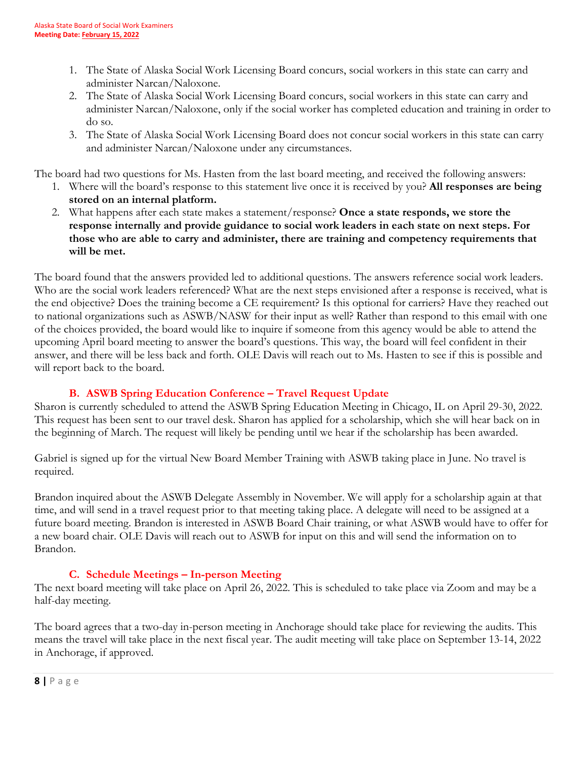1. The State of Alaska Social Work Licensing Board concurs, social workers in this state can carry and administer Narcan/Naloxone.
2. The State of Alaska Social Work Licensing Board concurs, social workers in this state can carry and administer Narcan/Naloxone, only if the social worker has completed education and training in order to do so.
3. The State of Alaska Social Work Licensing Board does not concur social workers in this state can carry and administer Narcan/Naloxone under any circumstances.

The board had two questions for Ms. Hasten from the last board meeting, and received the following answers:

1. Where will the board's response to this statement live once it is received by you? **All responses are being stored on an internal platform.**
2. What happens after each state makes a statement/response? **Once a state responds, we store the response internally and provide guidance to social work leaders in each state on next steps. For those who are able to carry and administer, there are training and competency requirements that will be met.**

The board found that the answers provided led to additional questions. The answers reference social work leaders. Who are the social work leaders referenced? What are the next steps envisioned after a response is received, what is the end objective? Does the training become a CE requirement? Is this optional for carriers? Have they reached out to national organizations such as ASWB/NASW for their input as well? Rather than respond to this email with one of the choices provided, the board would like to inquire if someone from this agency would be able to attend the upcoming April board meeting to answer the board's questions. This way, the board will feel confident in their answer, and there will be less back and forth. OLE Davis will reach out to Ms. Hasten to see if this is possible and will report back to the board.

### B. ASWB Spring Education Conference – Travel Request Update

Sharon is currently scheduled to attend the ASWB Spring Education Meeting in Chicago, IL on April 29-30, 2022. This request has been sent to our travel desk. Sharon has applied for a scholarship, which she will hear back on in the beginning of March. The request will likely be pending until we hear if the scholarship has been awarded.

Gabriel is signed up for the virtual New Board Member Training with ASWB taking place in June. No travel is required.

Brandon inquired about the ASWB Delegate Assembly in November. We will apply for a scholarship again at that time, and will send in a travel request prior to that meeting taking place. A delegate will need to be assigned at a future board meeting. Brandon is interested in ASWB Board Chair training, or what ASWB would have to offer for a new board chair. OLE Davis will reach out to ASWB for input on this and will send the information on to Brandon.

### C. Schedule Meetings – In-person Meeting

The next board meeting will take place on April 26, 2022. This is scheduled to take place via Zoom and may be a half-day meeting.

The board agrees that a two-day in-person meeting in Anchorage should take place for reviewing the audits. This means the travel will take place in the next fiscal year. The audit meeting will take place on September 13-14, 2022 in Anchorage, if approved.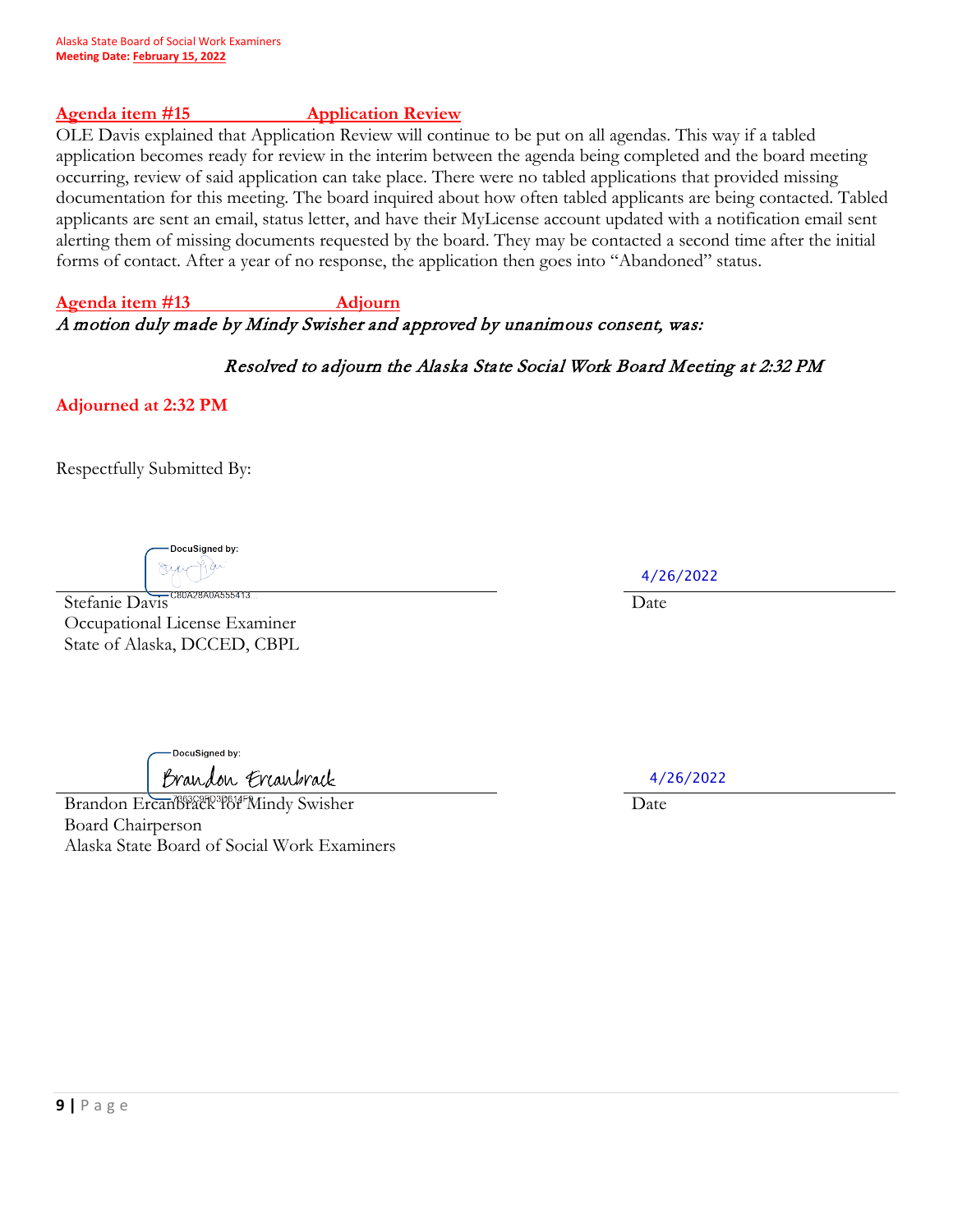## Agenda item #15 Application Review

OLE Davis explained that Application Review will continue to be put on all agendas. This way if a tabled application becomes ready for review in the interim between the agenda being completed and the board meeting occurring, review of said application can take place. There were no tabled applications that provided missing documentation for this meeting. The board inquired about how often tabled applicants are being contacted. Tabled applicants are sent an email, status letter, and have their MyLicense account updated with a notification email sent alerting them of missing documents requested by the board. They may be contacted a second time after the initial forms of contact. After a year of no response, the application then goes into "Abandoned" status.

## Agenda item #13 Adjourn

*A motion duly made by Mindy Swisher and approved by unanimous consent, was:*

*Resolved to adjourn the Alaska State Social Work Board Meeting at 2:32 PM*

**Adjourned at 2:32 PM**

Respectfully Submitted By:

DocuSigned by:
C80A28A0A555413...

Stefanie Davis
Occupational License Examiner
State of Alaska, DCCED, CBPL

4/26/2022
Date

DocuSigned by:
Brandon Ercanbrack
7863C95D3D614F8...

Brandon Ercanbrack for Mindy Swisher
Board Chairperson
Alaska State Board of Social Work Examiners

4/26/2022
Date